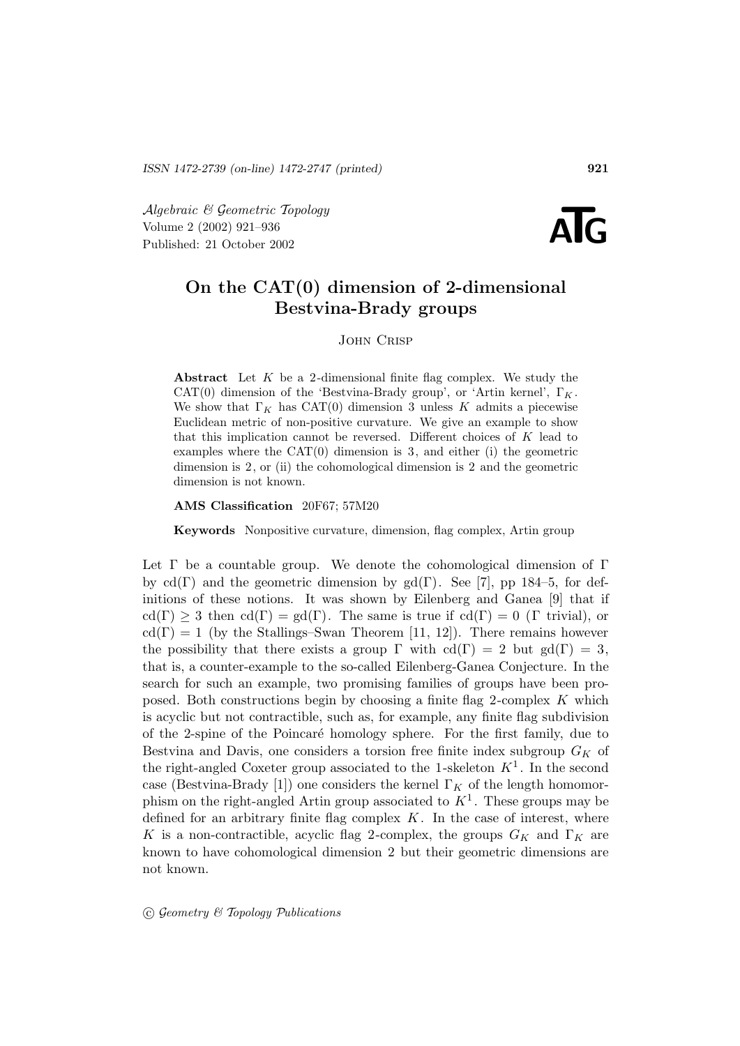ISSN 1472-2739 (on-line) 1472-2747 (printed)

*Algebraic & Geometric Topology*
Volume 2 (2002) 921–936
Published: 21 October 2002

# On the CAT(0) dimension of 2-dimensional Bestvina-Brady groups

John Crisp

**Abstract** Let $K$ be a 2-dimensional finite flag complex. We study the CAT(0) dimension of the 'Bestvina-Brady group', or 'Artin kernel', $\Gamma_K$. We show that $\Gamma_K$ has CAT(0) dimension 3 unless $K$ admits a piecewise Euclidean metric of non-positive curvature. We give an example to show that this implication cannot be reversed. Different choices of $K$ lead to examples where the CAT(0) dimension is 3, and either (i) the geometric dimension is 2, or (ii) the cohomological dimension is 2 and the geometric dimension is not known.

**AMS Classification** 20F67; 57M20

**Keywords** Nonpositive curvature, dimension, flag complex, Artin group

Let $\Gamma$ be a countable group. We denote the cohomological dimension of $\Gamma$ by $\mathrm{cd}(\Gamma)$ and the geometric dimension by $\mathrm{gd}(\Gamma)$. See [7], pp 184–5, for definitions of these notions. It was shown by Eilenberg and Ganea [9] that if $\mathrm{cd}(\Gamma) \geq 3$ then $\mathrm{cd}(\Gamma) = \mathrm{gd}(\Gamma)$. The same is true if $\mathrm{cd}(\Gamma) = 0$ ($\Gamma$ trivial), or $\mathrm{cd}(\Gamma) = 1$ (by the Stallings–Swan Theorem [11, 12]). There remains however the possibility that there exists a group $\Gamma$ with $\mathrm{cd}(\Gamma) = 2$ but $\mathrm{gd}(\Gamma) = 3$, that is, a counter-example to the so-called Eilenberg-Ganea Conjecture. In the search for such an example, two promising families of groups have been proposed. Both constructions begin by choosing a finite flag 2-complex $K$ which is acyclic but not contractible, such as, for example, any finite flag subdivision of the 2-spine of the Poincaré homology sphere. For the first family, due to Bestvina and Davis, one considers a torsion free finite index subgroup $G_K$ of the right-angled Coxeter group associated to the 1-skeleton $K^1$. In the second case (Bestvina-Brady [1]) one considers the kernel $\Gamma_K$ of the length homomorphism on the right-angled Artin group associated to $K^1$. These groups may be defined for an arbitrary finite flag complex $K$. In the case of interest, where $K$ is a non-contractible, acyclic flag 2-complex, the groups $G_K$ and $\Gamma_K$ are known to have cohomological dimension 2 but their geometric dimensions are not known.

© *Geometry & Topology Publications*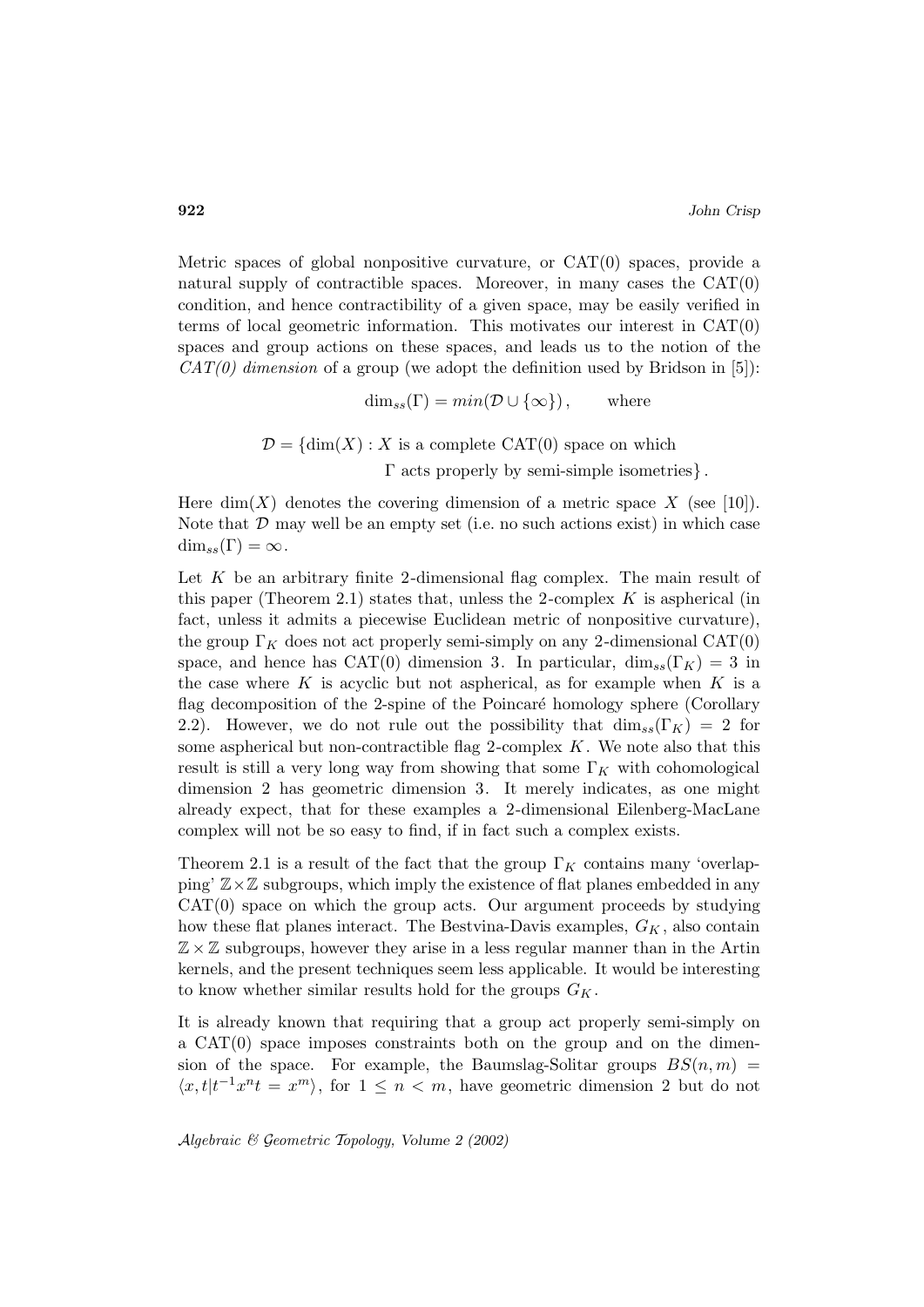Metric spaces of global nonpositive curvature, or CAT(0) spaces, provide a natural supply of contractible spaces. Moreover, in many cases the CAT(0) condition, and hence contractibility of a given space, may be easily verified in terms of local geometric information. This motivates our interest in CAT(0) spaces and group actions on these spaces, and leads us to the notion of the *CAT(0) dimension* of a group (we adopt the definition used by Bridson in [5]):

$$\dim_{ss}(\Gamma) = min(\mathcal{D} \cup \{\infty\}), \qquad \text{where}$$

$$\mathcal{D} = \{\dim(X) : X \text{ is a complete CAT(0) space on which } \Gamma \text{ acts properly by semi-simple isometries}\}.$$

Here $\dim(X)$ denotes the covering dimension of a metric space $X$ (see [10]). Note that $\mathcal{D}$ may well be an empty set (i.e. no such actions exist) in which case $\dim_{ss}(\Gamma) = \infty$.

Let $K$ be an arbitrary finite 2-dimensional flag complex. The main result of this paper (Theorem 2.1) states that, unless the 2-complex $K$ is aspherical (in fact, unless it admits a piecewise Euclidean metric of nonpositive curvature), the group $\Gamma_K$ does not act properly semi-simply on any 2-dimensional CAT(0) space, and hence has CAT(0) dimension 3. In particular, $\dim_{ss}(\Gamma_K) = 3$ in the case where $K$ is acyclic but not aspherical, as for example when $K$ is a flag decomposition of the 2-spine of the Poincaré homology sphere (Corollary 2.2). However, we do not rule out the possibility that $\dim_{ss}(\Gamma_K) = 2$ for some aspherical but non-contractible flag 2-complex $K$. We note also that this result is still a very long way from showing that some $\Gamma_K$ with cohomological dimension 2 has geometric dimension 3. It merely indicates, as one might already expect, that for these examples a 2-dimensional Eilenberg-MacLane complex will not be so easy to find, if in fact such a complex exists.

Theorem 2.1 is a result of the fact that the group $\Gamma_K$ contains many 'overlapping' $\mathbb{Z}\times\mathbb{Z}$ subgroups, which imply the existence of flat planes embedded in any CAT(0) space on which the group acts. Our argument proceeds by studying how these flat planes interact. The Bestvina-Davis examples, $G_K$, also contain $\mathbb{Z}\times\mathbb{Z}$ subgroups, however they arise in a less regular manner than in the Artin kernels, and the present techniques seem less applicable. It would be interesting to know whether similar results hold for the groups $G_K$.

It is already known that requiring that a group act properly semi-simply on a CAT(0) space imposes constraints both on the group and on the dimension of the space. For example, the Baumslag-Solitar groups $BS(n,m) = \langle x, t | t^{-1}x^n t = x^m\rangle$, for $1 \leq n < m$, have geometric dimension 2 but do not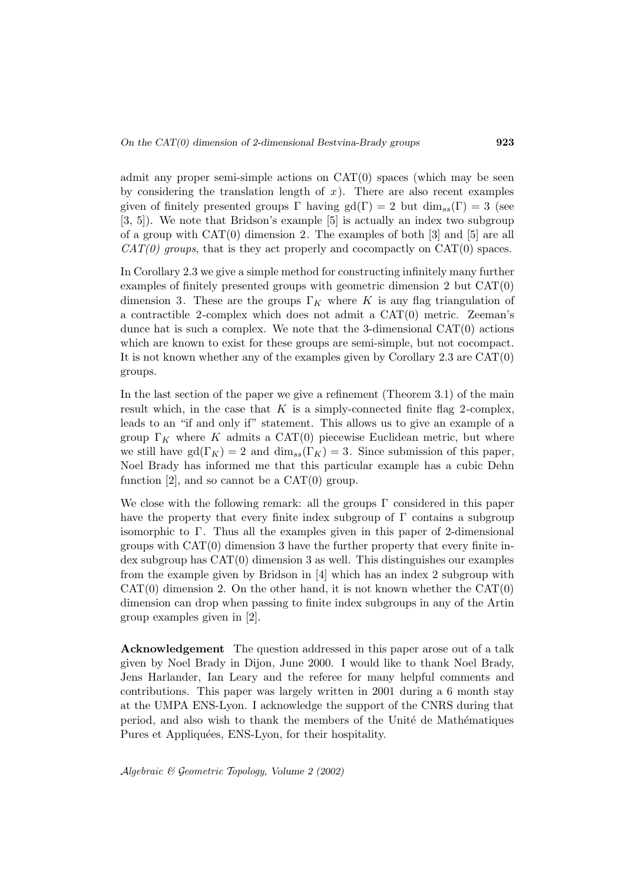admit any proper semi-simple actions on CAT(0) spaces (which may be seen by considering the translation length of $x$). There are also recent examples given of finitely presented groups $\Gamma$ having $\mathrm{gd}(\Gamma) = 2$ but $\dim_{ss}(\Gamma) = 3$ (see [3, 5]). We note that Bridson's example [5] is actually an index two subgroup of a group with CAT(0) dimension 2. The examples of both [3] and [5] are all *CAT(0) groups*, that is they act properly and cocompactly on CAT(0) spaces.

In Corollary 2.3 we give a simple method for constructing infinitely many further examples of finitely presented groups with geometric dimension 2 but CAT(0) dimension 3. These are the groups $\Gamma_K$ where $K$ is any flag triangulation of a contractible 2-complex which does not admit a CAT(0) metric. Zeeman's dunce hat is such a complex. We note that the 3-dimensional CAT(0) actions which are known to exist for these groups are semi-simple, but not cocompact. It is not known whether any of the examples given by Corollary 2.3 are CAT(0) groups.

In the last section of the paper we give a refinement (Theorem 3.1) of the main result which, in the case that $K$ is a simply-connected finite flag 2-complex, leads to an "if and only if" statement. This allows us to give an example of a group $\Gamma_K$ where $K$ admits a CAT(0) piecewise Euclidean metric, but where we still have $\mathrm{gd}(\Gamma_K) = 2$ and $\dim_{ss}(\Gamma_K) = 3$. Since submission of this paper, Noel Brady has informed me that this particular example has a cubic Dehn function [2], and so cannot be a CAT(0) group.

We close with the following remark: all the groups $\Gamma$ considered in this paper have the property that every finite index subgroup of $\Gamma$ contains a subgroup isomorphic to $\Gamma$. Thus all the examples given in this paper of 2-dimensional groups with CAT(0) dimension 3 have the further property that every finite index subgroup has CAT(0) dimension 3 as well. This distinguishes our examples from the example given by Bridson in [4] which has an index 2 subgroup with CAT(0) dimension 2. On the other hand, it is not known whether the CAT(0) dimension can drop when passing to finite index subgroups in any of the Artin group examples given in [2].

**Acknowledgement** The question addressed in this paper arose out of a talk given by Noel Brady in Dijon, June 2000. I would like to thank Noel Brady, Jens Harlander, Ian Leary and the referee for many helpful comments and contributions. This paper was largely written in 2001 during a 6 month stay at the UMPA ENS-Lyon. I acknowledge the support of the CNRS during that period, and also wish to thank the members of the Unité de Mathématiques Pures et Appliquées, ENS-Lyon, for their hospitality.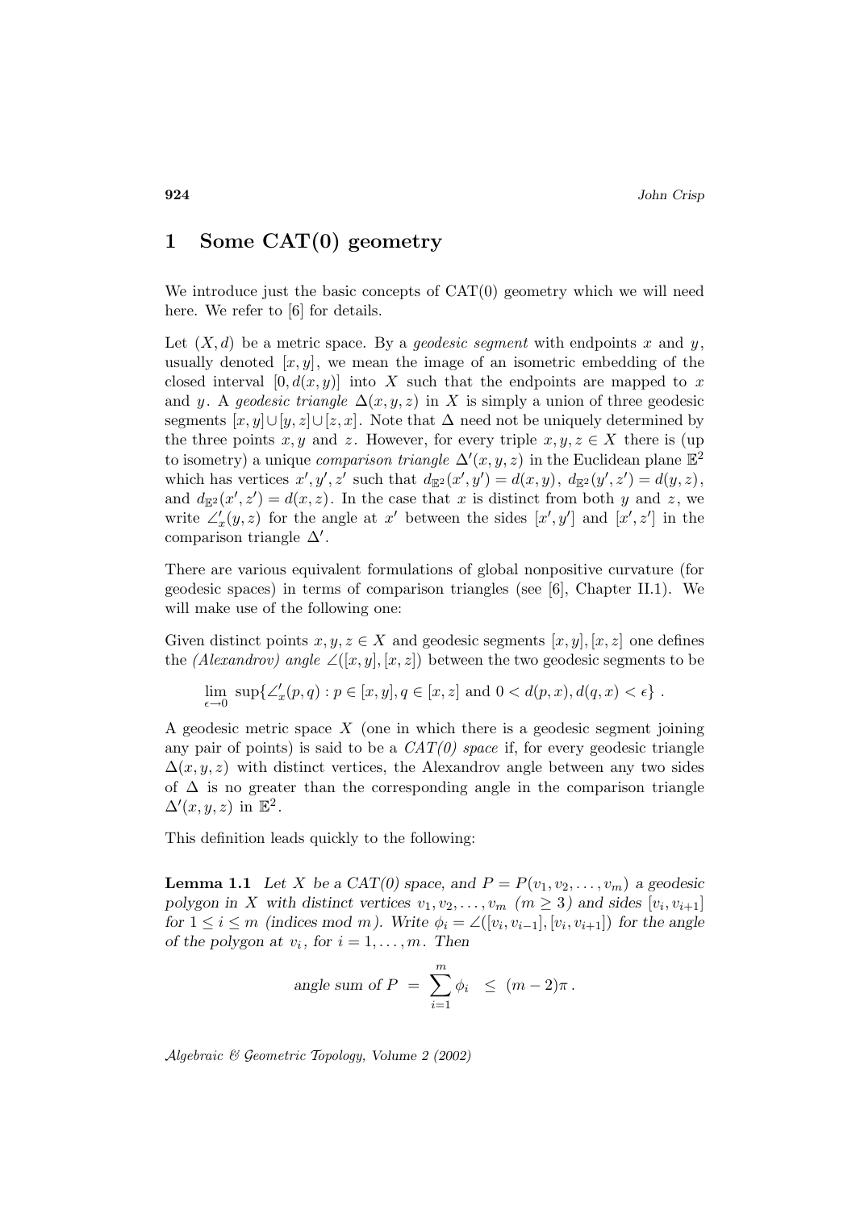## 1 Some CAT(0) geometry

We introduce just the basic concepts of CAT(0) geometry which we will need here. We refer to [6] for details.

Let $(X, d)$ be a metric space. By a *geodesic segment* with endpoints $x$ and $y$, usually denoted $[x, y]$, we mean the image of an isometric embedding of the closed interval $[0, d(x, y)]$ into $X$ such that the endpoints are mapped to $x$ and $y$. A *geodesic triangle* $\Delta(x, y, z)$ in $X$ is simply a union of three geodesic segments $[x, y] \cup [y, z] \cup [z, x]$. Note that $\Delta$ need not be uniquely determined by the three points $x, y$ and $z$. However, for every triple $x, y, z \in X$ there is (up to isometry) a unique *comparison triangle* $\Delta'(x, y, z)$ in the Euclidean plane $\mathbb{E}^2$ which has vertices $x', y', z'$ such that $d_{\mathbb{E}^2}(x', y') = d(x, y)$, $d_{\mathbb{E}^2}(y', z') = d(y, z)$, and $d_{\mathbb{E}^2}(x', z') = d(x, z)$. In the case that $x$ is distinct from both $y$ and $z$, we write $\angle'_x(y, z)$ for the angle at $x'$ between the sides $[x', y']$ and $[x', z']$ in the comparison triangle $\Delta'$.

There are various equivalent formulations of global nonpositive curvature (for geodesic spaces) in terms of comparison triangles (see [6], Chapter II.1). We will make use of the following one:

Given distinct points $x, y, z \in X$ and geodesic segments $[x, y], [x, z]$ one defines the *(Alexandrov) angle* $\angle([x, y], [x, z])$ between the two geodesic segments to be

$$\lim_{\epsilon \to 0} \sup\{\angle'_x(p, q) : p \in [x, y], q \in [x, z] \text{ and } 0 < d(p, x), d(q, x) < \epsilon\} .$$

A geodesic metric space $X$ (one in which there is a geodesic segment joining any pair of points) is said to be a *CAT(0) space* if, for every geodesic triangle $\Delta(x, y, z)$ with distinct vertices, the Alexandrov angle between any two sides of $\Delta$ is no greater than the corresponding angle in the comparison triangle $\Delta'(x, y, z)$ in $\mathbb{E}^2$.

This definition leads quickly to the following:

**Lemma 1.1** *Let $X$ be a CAT(0) space, and $P = P(v_1, v_2, \ldots, v_m)$ a geodesic polygon in $X$ with distinct vertices $v_1, v_2, \ldots, v_m$ ($m \geq 3$) and sides $[v_i, v_{i+1}]$ for $1 \leq i \leq m$ (indices mod $m$). Write $\phi_i = \angle([v_i, v_{i-1}], [v_i, v_{i+1}])$ for the angle of the polygon at $v_i$, for $i = 1, \ldots, m$. Then*

$$\text{angle sum of } P \ = \ \sum_{i=1}^{m} \phi_i \ \ \leq \ (m-2)\pi \, .$$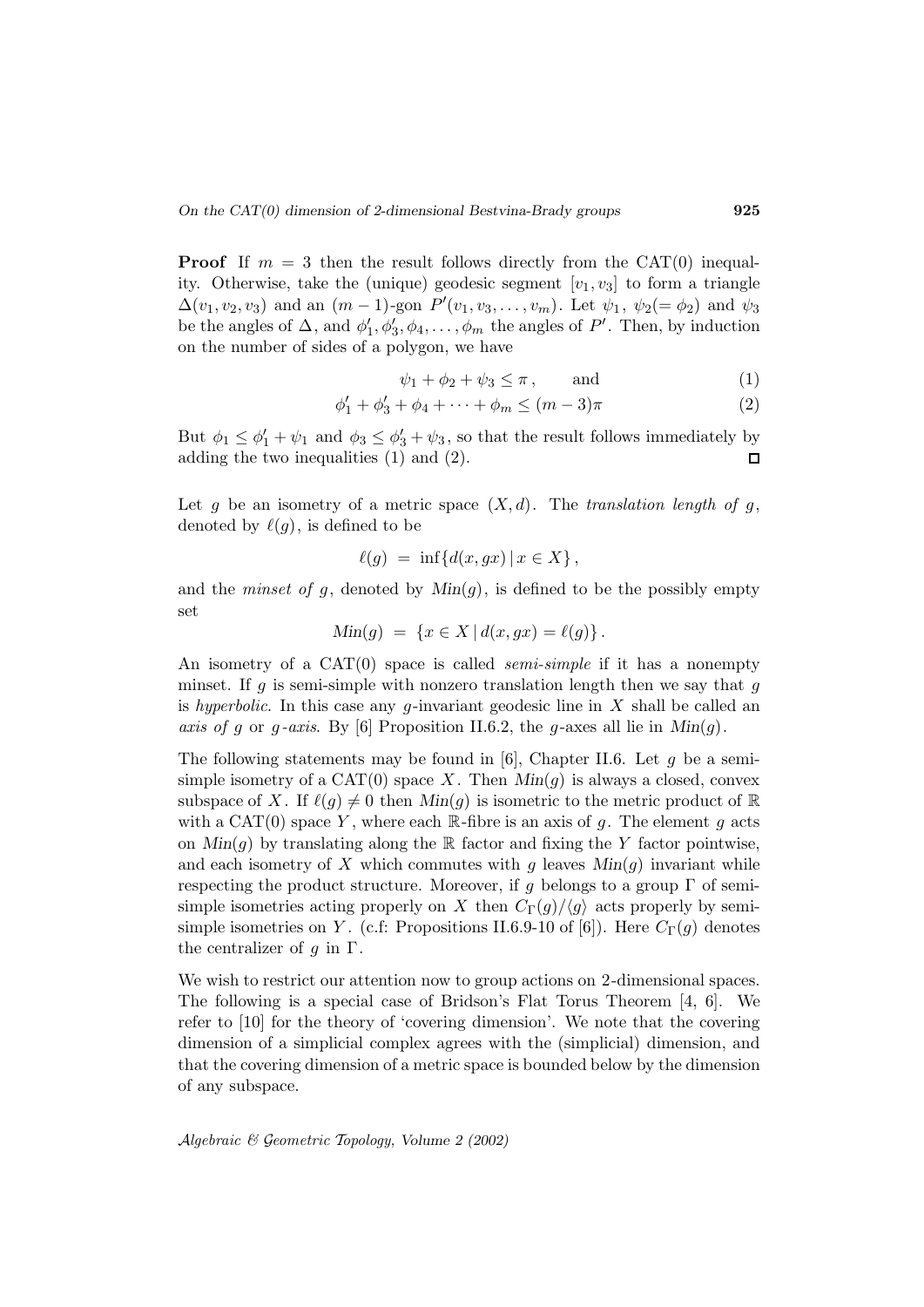**Proof** If $m = 3$ then the result follows directly from the CAT(0) inequality. Otherwise, take the (unique) geodesic segment $[v_1, v_3]$ to form a triangle $\Delta(v_1, v_2, v_3)$ and an $(m-1)$-gon $P'(v_1, v_3, \ldots, v_m)$. Let $\psi_1$, $\psi_2 (= \phi_2)$ and $\psi_3$ be the angles of $\Delta$, and $\phi_1', \phi_3', \phi_4, \ldots, \phi_m$ the angles of $P'$. Then, by induction on the number of sides of a polygon, we have

$$\psi_1 + \phi_2 + \psi_3 \leq \pi, \qquad \text{and} \tag{1}$$

$$\phi_1' + \phi_3' + \phi_4 + \cdots + \phi_m \leq (m-3)\pi \tag{2}$$

But $\phi_1 \leq \phi_1' + \psi_1$ and $\phi_3 \leq \phi_3' + \psi_3$, so that the result follows immediately by adding the two inequalities (1) and (2). □

Let $g$ be an isometry of a metric space $(X, d)$. The *translation length of* $g$, denoted by $\ell(g)$, is defined to be

$$\ell(g) = \inf\{d(x, gx) \mid x \in X\},$$

and the *minset of* $g$, denoted by $Min(g)$, is defined to be the possibly empty set

$$Min(g) = \{x \in X \mid d(x, gx) = \ell(g)\}.$$

An isometry of a CAT(0) space is called *semi-simple* if it has a nonempty minset. If $g$ is semi-simple with nonzero translation length then we say that $g$ is *hyperbolic*. In this case any $g$-invariant geodesic line in $X$ shall be called an *axis of* $g$ or $g$*-axis*. By [6] Proposition II.6.2, the $g$-axes all lie in $Min(g)$.

The following statements may be found in [6], Chapter II.6. Let $g$ be a semi-simple isometry of a CAT(0) space $X$. Then $Min(g)$ is always a closed, convex subspace of $X$. If $\ell(g) \neq 0$ then $Min(g)$ is isometric to the metric product of $\mathbb{R}$ with a CAT(0) space $Y$, where each $\mathbb{R}$-fibre is an axis of $g$. The element $g$ acts on $Min(g)$ by translating along the $\mathbb{R}$ factor and fixing the $Y$ factor pointwise, and each isometry of $X$ which commutes with $g$ leaves $Min(g)$ invariant while respecting the product structure. Moreover, if $g$ belongs to a group $\Gamma$ of semi-simple isometries acting properly on $X$ then $C_\Gamma(g)/\langle g \rangle$ acts properly by semi-simple isometries on $Y$. (c.f: Propositions II.6.9-10 of [6]). Here $C_\Gamma(g)$ denotes the centralizer of $g$ in $\Gamma$.

We wish to restrict our attention now to group actions on 2-dimensional spaces. The following is a special case of Bridson's Flat Torus Theorem [4, 6]. We refer to [10] for the theory of 'covering dimension'. We note that the covering dimension of a simplicial complex agrees with the (simplicial) dimension, and that the covering dimension of a metric space is bounded below by the dimension of any subspace.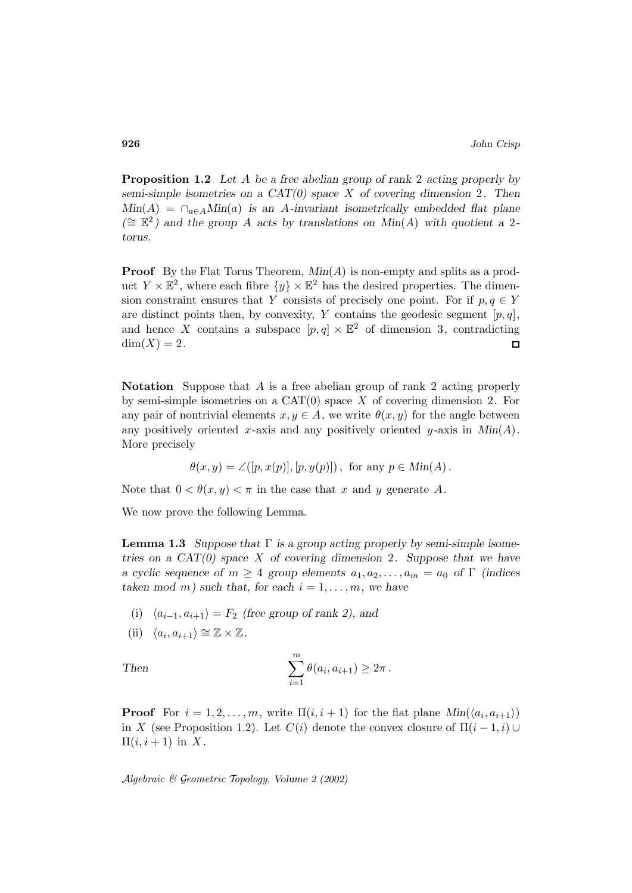**Proposition 1.2** *Let $A$ be a free abelian group of rank 2 acting properly by semi-simple isometries on a CAT(0) space $X$ of covering dimension 2. Then $Min(A) = \cap_{a \in A} Min(a)$ is an $A$-invariant isometrically embedded flat plane ($\cong \mathbb{E}^2$) and the group $A$ acts by translations on $Min(A)$ with quotient a 2-torus.*

**Proof** By the Flat Torus Theorem, $Min(A)$ is non-empty and splits as a product $Y \times \mathbb{E}^2$, where each fibre $\{y\} \times \mathbb{E}^2$ has the desired properties. The dimension constraint ensures that $Y$ consists of precisely one point. For if $p, q \in Y$ are distinct points then, by convexity, $Y$ contains the geodesic segment $[p, q]$, and hence $X$ contains a subspace $[p, q] \times \mathbb{E}^2$ of dimension 3, contradicting $\dim(X) = 2$. □

**Notation** Suppose that $A$ is a free abelian group of rank 2 acting properly by semi-simple isometries on a CAT(0) space $X$ of covering dimension 2. For any pair of nontrivial elements $x, y \in A$, we write $\theta(x, y)$ for the angle between any positively oriented $x$-axis and any positively oriented $y$-axis in $Min(A)$. More precisely

$$\theta(x, y) = \angle([p, x(p)], [p, y(p)])\,, \text{ for any } p \in Min(A)\,.$$

Note that $0 < \theta(x, y) < \pi$ in the case that $x$ and $y$ generate $A$.

We now prove the following Lemma.

**Lemma 1.3** *Suppose that $\Gamma$ is a group acting properly by semi-simple isometries on a CAT(0) space $X$ of covering dimension 2. Suppose that we have a cyclic sequence of $m \geq 4$ group elements $a_1, a_2, \ldots, a_m = a_0$ of $\Gamma$ (indices taken mod $m$) such that, for each $i = 1, \ldots, m$, we have*

(i) $\langle a_{i-1}, a_{i+1} \rangle = F_2$ *(free group of rank 2), and*

(ii) $\langle a_i, a_{i+1} \rangle \cong \mathbb{Z} \times \mathbb{Z}$.

*Then*

$$\sum_{i=1}^{m} \theta(a_i, a_{i+1}) \geq 2\pi\,.$$

**Proof** For $i = 1, 2, \ldots, m$, write $\Pi(i, i+1)$ for the flat plane $Min(\langle a_i, a_{i+1} \rangle)$ in $X$ (see Proposition 1.2). Let $C(i)$ denote the convex closure of $\Pi(i-1, i) \cup \Pi(i, i+1)$ in $X$.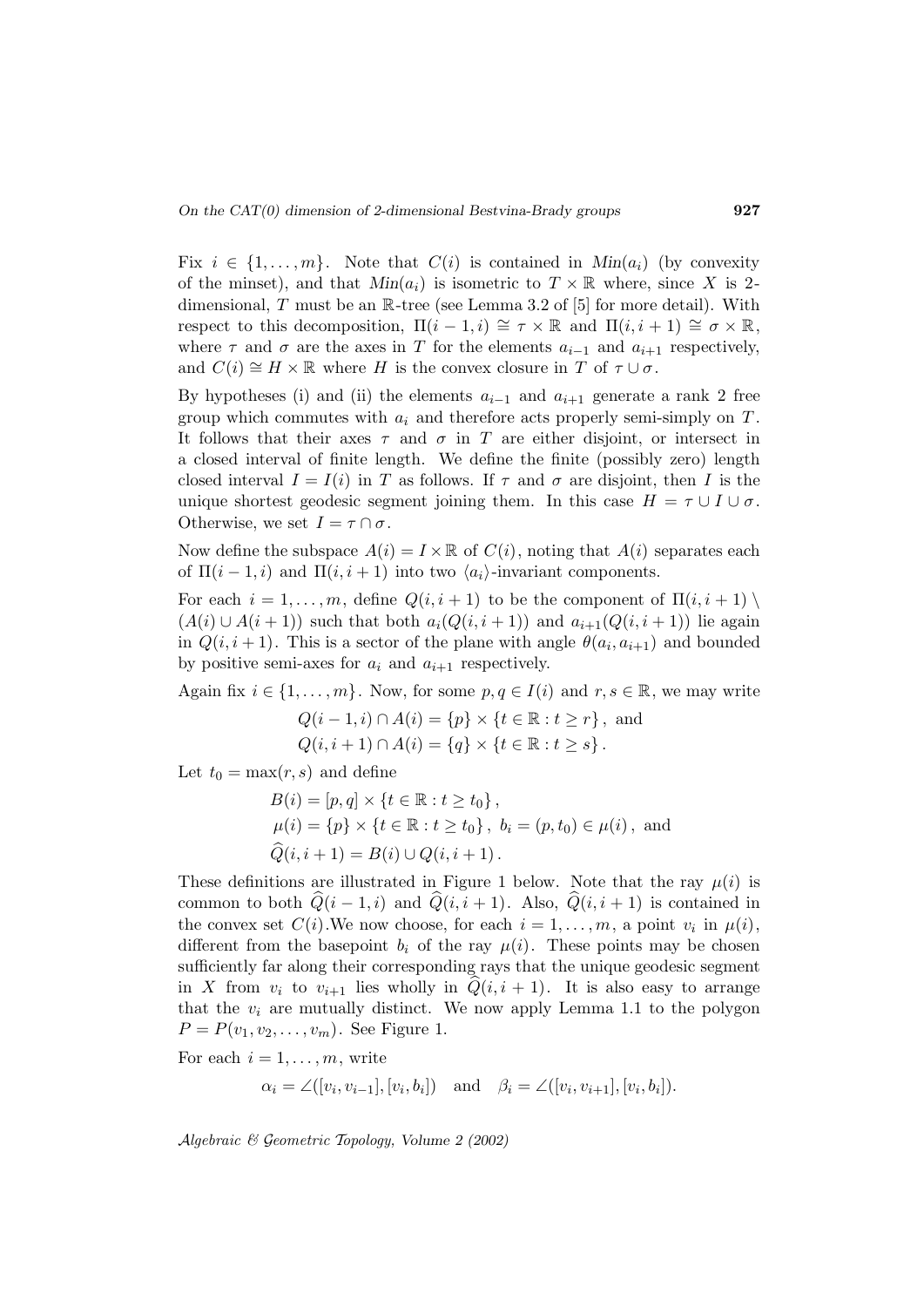Fix $i \in \{1, \ldots, m\}$. Note that $C(i)$ is contained in $Min(a_i)$ (by convexity of the minset), and that $Min(a_i)$ is isometric to $T \times \mathbb{R}$ where, since $X$ is 2-dimensional, $T$ must be an $\mathbb{R}$-tree (see Lemma 3.2 of [5] for more detail). With respect to this decomposition, $\Pi(i-1,i) \cong \tau \times \mathbb{R}$ and $\Pi(i,i+1) \cong \sigma \times \mathbb{R}$, where $\tau$ and $\sigma$ are the axes in $T$ for the elements $a_{i-1}$ and $a_{i+1}$ respectively, and $C(i) \cong H \times \mathbb{R}$ where $H$ is the convex closure in $T$ of $\tau \cup \sigma$.

By hypotheses (i) and (ii) the elements $a_{i-1}$ and $a_{i+1}$ generate a rank 2 free group which commutes with $a_i$ and therefore acts properly semi-simply on $T$. It follows that their axes $\tau$ and $\sigma$ in $T$ are either disjoint, or intersect in a closed interval of finite length. We define the finite (possibly zero) length closed interval $I = I(i)$ in $T$ as follows. If $\tau$ and $\sigma$ are disjoint, then $I$ is the unique shortest geodesic segment joining them. In this case $H = \tau \cup I \cup \sigma$. Otherwise, we set $I = \tau \cap \sigma$.

Now define the subspace $A(i) = I \times \mathbb{R}$ of $C(i)$, noting that $A(i)$ separates each of $\Pi(i-1,i)$ and $\Pi(i,i+1)$ into two $\langle a_i \rangle$-invariant components.

For each $i = 1, \ldots, m$, define $Q(i,i+1)$ to be the component of $\Pi(i,i+1) \setminus (A(i) \cup A(i+1))$ such that both $a_i(Q(i,i+1))$ and $a_{i+1}(Q(i,i+1))$ lie again in $Q(i,i+1)$. This is a sector of the plane with angle $\theta(a_i, a_{i+1})$ and bounded by positive semi-axes for $a_i$ and $a_{i+1}$ respectively.

Again fix $i \in \{1, \ldots, m\}$. Now, for some $p, q \in I(i)$ and $r, s \in \mathbb{R}$, we may write

$$Q(i-1,i) \cap A(i) = \{p\} \times \{t \in \mathbb{R} : t \geq r\}, \text{ and}$$
$$Q(i,i+1) \cap A(i) = \{q\} \times \{t \in \mathbb{R} : t \geq s\}.$$

Let $t_0 = \max(r,s)$ and define

$$B(i) = [p,q] \times \{t \in \mathbb{R} : t \geq t_0\},$$
$$\mu(i) = \{p\} \times \{t \in \mathbb{R} : t \geq t_0\}, \ b_i = (p, t_0) \in \mu(i), \text{ and}$$
$$\widehat{Q}(i,i+1) = B(i) \cup Q(i,i+1).$$

These definitions are illustrated in Figure 1 below. Note that the ray $\mu(i)$ is common to both $\widehat{Q}(i-1,i)$ and $\widehat{Q}(i,i+1)$. Also, $\widehat{Q}(i,i+1)$ is contained in the convex set $C(i)$. We now choose, for each $i = 1, \ldots, m$, a point $v_i$ in $\mu(i)$, different from the basepoint $b_i$ of the ray $\mu(i)$. These points may be chosen sufficiently far along their corresponding rays that the unique geodesic segment in $X$ from $v_i$ to $v_{i+1}$ lies wholly in $\widehat{Q}(i,i+1)$. It is also easy to arrange that the $v_i$ are mutually distinct. We now apply Lemma 1.1 to the polygon $P = P(v_1, v_2, \ldots, v_m)$. See Figure 1.

For each $i = 1, \ldots, m$, write

$$\alpha_i = \angle([v_i, v_{i-1}], [v_i, b_i]) \quad \text{and} \quad \beta_i = \angle([v_i, v_{i+1}], [v_i, b_i]).$$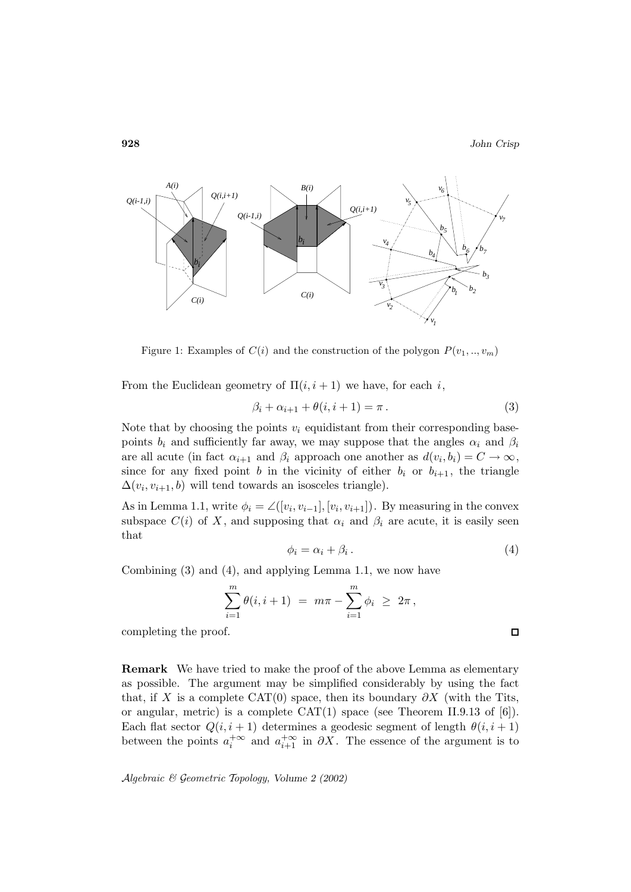Figure 1: Examples of $C(i)$ and the construction of the polygon $P(v_1, .., v_m)$

From the Euclidean geometry of $\Pi(i, i+1)$ we have, for each $i$,

$$\beta_i + \alpha_{i+1} + \theta(i, i+1) = \pi\,. \tag{3}$$

Note that by choosing the points $v_i$ equidistant from their corresponding base-points $b_i$ and sufficiently far away, we may suppose that the angles $\alpha_i$ and $\beta_i$ are all acute (in fact $\alpha_{i+1}$ and $\beta_i$ approach one another as $d(v_i, b_i) = C \to \infty$, since for any fixed point $b$ in the vicinity of either $b_i$ or $b_{i+1}$, the triangle $\Delta(v_i, v_{i+1}, b)$ will tend towards an isosceles triangle).

As in Lemma 1.1, write $\phi_i = \angle([v_i, v_{i-1}], [v_i, v_{i+1}])$. By measuring in the convex subspace $C(i)$ of $X$, and supposing that $\alpha_i$ and $\beta_i$ are acute, it is easily seen that

$$\phi_i = \alpha_i + \beta_i\,. \tag{4}$$

Combining (3) and (4), and applying Lemma 1.1, we now have

$$\sum_{i=1}^{m} \theta(i, i+1) \;=\; m\pi - \sum_{i=1}^{m} \phi_i \;\geq\; 2\pi\,,$$

completing the proof. □

**Remark** We have tried to make the proof of the above Lemma as elementary as possible. The argument may be simplified considerably by using the fact that, if $X$ is a complete CAT(0) space, then its boundary $\partial X$ (with the Tits, or angular, metric) is a complete CAT(1) space (see Theorem II.9.13 of [6]). Each flat sector $Q(i, i+1)$ determines a geodesic segment of length $\theta(i, i+1)$ between the points $a_i^{+\infty}$ and $a_{i+1}^{+\infty}$ in $\partial X$. The essence of the argument is to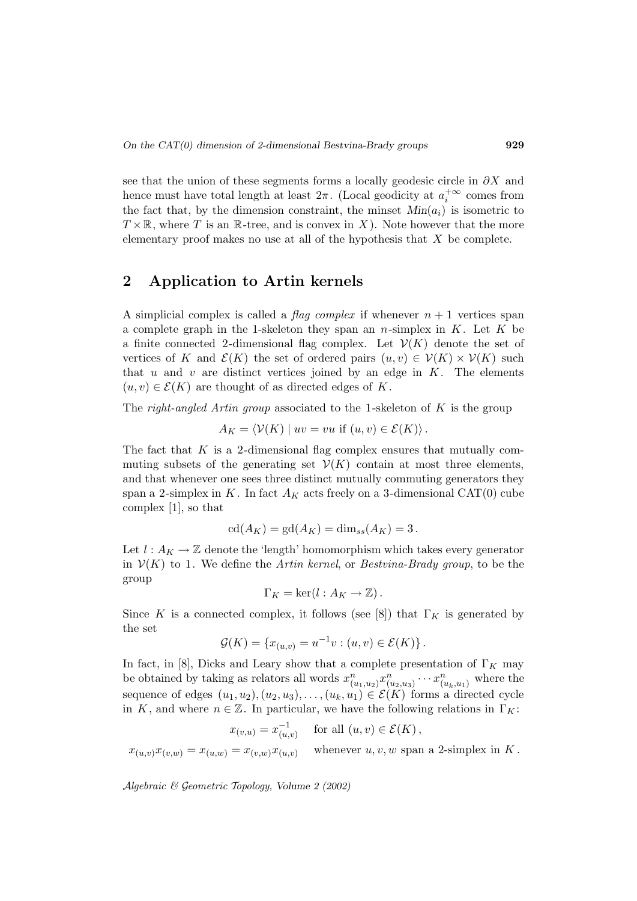see that the union of these segments forms a locally geodesic circle in $\partial X$ and hence must have total length at least $2\pi$. (Local geodicity at $a_i^{+\infty}$ comes from the fact that, by the dimension constraint, the minset $Min(a_i)$ is isometric to $T \times \mathbb{R}$, where $T$ is an $\mathbb{R}$-tree, and is convex in $X$). Note however that the more elementary proof makes no use at all of the hypothesis that $X$ be complete.

## 2 Application to Artin kernels

A simplicial complex is called a *flag complex* if whenever $n+1$ vertices span a complete graph in the 1-skeleton they span an $n$-simplex in $K$. Let $K$ be a finite connected 2-dimensional flag complex. Let $\mathcal{V}(K)$ denote the set of vertices of $K$ and $\mathcal{E}(K)$ the set of ordered pairs $(u,v) \in \mathcal{V}(K) \times \mathcal{V}(K)$ such that $u$ and $v$ are distinct vertices joined by an edge in $K$. The elements $(u,v) \in \mathcal{E}(K)$ are thought of as directed edges of $K$.

The *right-angled Artin group* associated to the 1-skeleton of $K$ is the group

$$A_K = \langle \mathcal{V}(K) \mid uv = vu \text{ if } (u,v) \in \mathcal{E}(K) \rangle .$$

The fact that $K$ is a 2-dimensional flag complex ensures that mutually commuting subsets of the generating set $\mathcal{V}(K)$ contain at most three elements, and that whenever one sees three distinct mutually commuting generators they span a 2-simplex in $K$. In fact $A_K$ acts freely on a 3-dimensional CAT(0) cube complex [1], so that

$$\mathrm{cd}(A_K) = \mathrm{gd}(A_K) = \dim_{ss}(A_K) = 3 .$$

Let $l : A_K \to \mathbb{Z}$ denote the 'length' homomorphism which takes every generator in $\mathcal{V}(K)$ to 1. We define the *Artin kernel*, or *Bestvina-Brady group*, to be the group

$$\Gamma_K = \ker(l : A_K \to \mathbb{Z}) .$$

Since $K$ is a connected complex, it follows (see [8]) that $\Gamma_K$ is generated by the set

$$\mathcal{G}(K) = \{ x_{(u,v)} = u^{-1}v : (u,v) \in \mathcal{E}(K) \} .$$

In fact, in [8], Dicks and Leary show that a complete presentation of $\Gamma_K$ may be obtained by taking as relators all words $x^n_{(u_1,u_2)} x^n_{(u_2,u_3)} \cdots x^n_{(u_k,u_1)}$ where the sequence of edges $(u_1,u_2), (u_2,u_3), \ldots, (u_k,u_1) \in \mathcal{E}(K)$ forms a directed cycle in $K$, and where $n \in \mathbb{Z}$. In particular, we have the following relations in $\Gamma_K$:

$$x_{(v,u)} = x^{-1}_{(u,v)} \quad \text{for all } (u,v) \in \mathcal{E}(K) ,$$

$$x_{(u,v)} x_{(v,w)} = x_{(u,w)} = x_{(v,w)} x_{(u,v)} \quad \text{whenever } u,v,w \text{ span a 2-simplex in } K .$$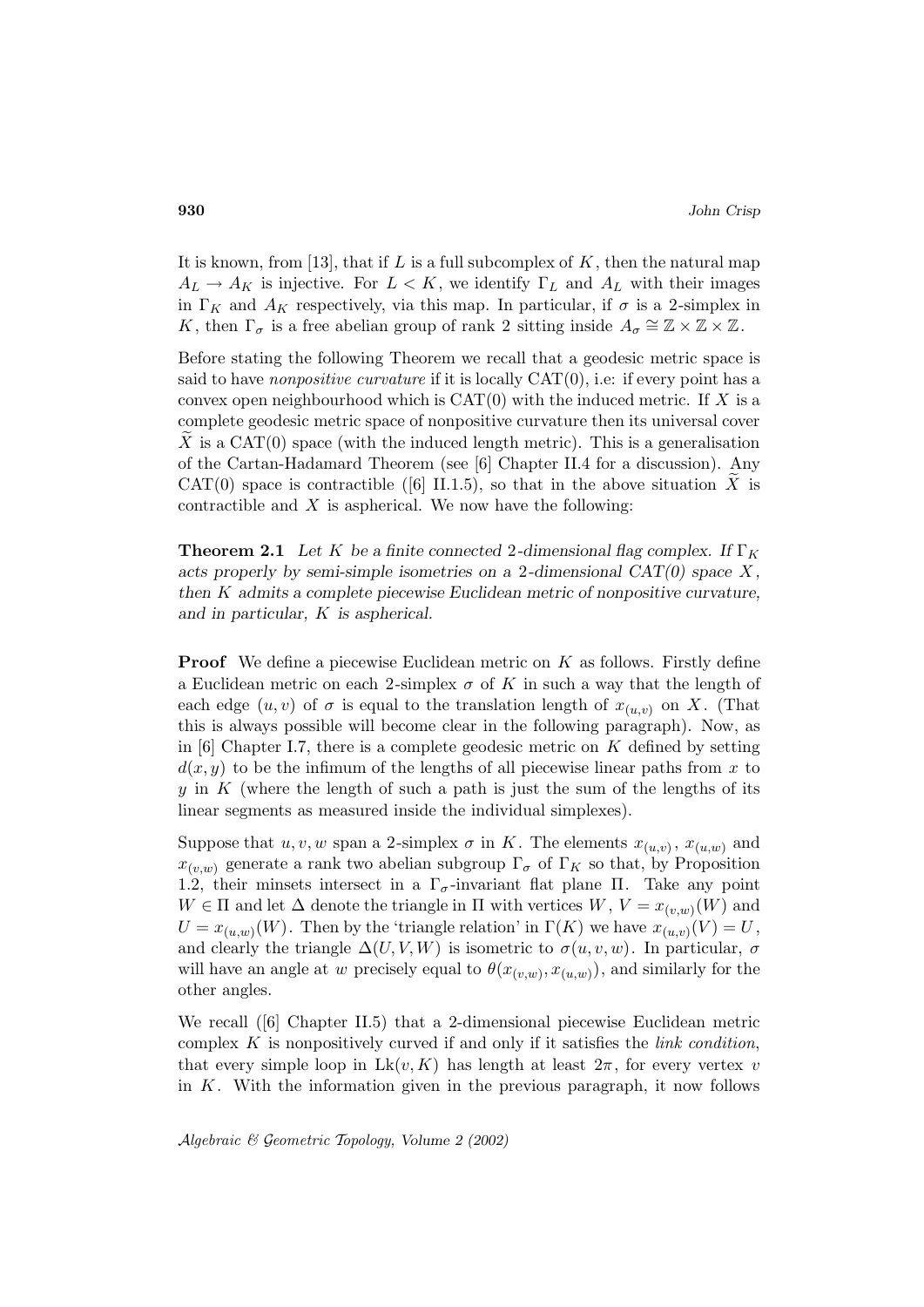It is known, from [13], that if $L$ is a full subcomplex of $K$, then the natural map $A_L \to A_K$ is injective. For $L < K$, we identify $\Gamma_L$ and $A_L$ with their images in $\Gamma_K$ and $A_K$ respectively, via this map. In particular, if $\sigma$ is a 2-simplex in $K$, then $\Gamma_\sigma$ is a free abelian group of rank 2 sitting inside $A_\sigma \cong \mathbb{Z} \times \mathbb{Z} \times \mathbb{Z}$.

Before stating the following Theorem we recall that a geodesic metric space is said to have *nonpositive curvature* if it is locally CAT(0), i.e: if every point has a convex open neighbourhood which is CAT(0) with the induced metric. If $X$ is a complete geodesic metric space of nonpositive curvature then its universal cover $\widetilde{X}$ is a CAT(0) space (with the induced length metric). This is a generalisation of the Cartan-Hadamard Theorem (see [6] Chapter II.4 for a discussion). Any CAT(0) space is contractible ([6] II.1.5), so that in the above situation $\widetilde{X}$ is contractible and $X$ is aspherical. We now have the following:

**Theorem 2.1** *Let $K$ be a finite connected 2-dimensional flag complex. If $\Gamma_K$ acts properly by semi-simple isometries on a 2-dimensional CAT(0) space $X$, then $K$ admits a complete piecewise Euclidean metric of nonpositive curvature, and in particular, $K$ is aspherical.*

**Proof** We define a piecewise Euclidean metric on $K$ as follows. Firstly define a Euclidean metric on each 2-simplex $\sigma$ of $K$ in such a way that the length of each edge $(u, v)$ of $\sigma$ is equal to the translation length of $x_{(u,v)}$ on $X$. (That this is always possible will become clear in the following paragraph). Now, as in [6] Chapter I.7, there is a complete geodesic metric on $K$ defined by setting $d(x, y)$ to be the infimum of the lengths of all piecewise linear paths from $x$ to $y$ in $K$ (where the length of such a path is just the sum of the lengths of its linear segments as measured inside the individual simplexes).

Suppose that $u, v, w$ span a 2-simplex $\sigma$ in $K$. The elements $x_{(u,v)}$, $x_{(u,w)}$ and $x_{(v,w)}$ generate a rank two abelian subgroup $\Gamma_\sigma$ of $\Gamma_K$ so that, by Proposition 1.2, their minsets intersect in a $\Gamma_\sigma$-invariant flat plane $\Pi$. Take any point $W \in \Pi$ and let $\Delta$ denote the triangle in $\Pi$ with vertices $W$, $V = x_{(v,w)}(W)$ and $U = x_{(u,w)}(W)$. Then by the 'triangle relation' in $\Gamma(K)$ we have $x_{(u,v)}(V) = U$, and clearly the triangle $\Delta(U, V, W)$ is isometric to $\sigma(u, v, w)$. In particular, $\sigma$ will have an angle at $w$ precisely equal to $\theta(x_{(v,w)}, x_{(u,w)})$, and similarly for the other angles.

We recall ([6] Chapter II.5) that a 2-dimensional piecewise Euclidean metric complex $K$ is nonpositively curved if and only if it satisfies the *link condition*, that every simple loop in $\mathrm{Lk}(v, K)$ has length at least $2\pi$, for every vertex $v$ in $K$. With the information given in the previous paragraph, it now follows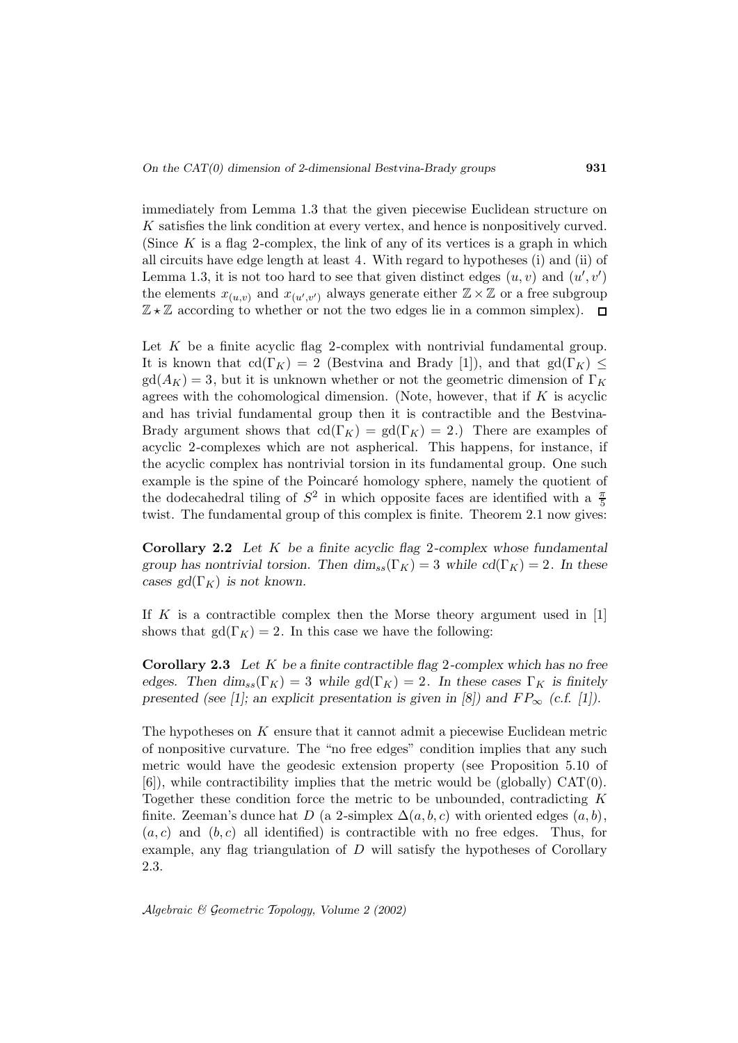immediately from Lemma 1.3 that the given piecewise Euclidean structure on $K$ satisfies the link condition at every vertex, and hence is nonpositively curved. (Since $K$ is a flag 2-complex, the link of any of its vertices is a graph in which all circuits have edge length at least 4. With regard to hypotheses (i) and (ii) of Lemma 1.3, it is not too hard to see that given distinct edges $(u,v)$ and $(u',v')$ the elements $x_{(u,v)}$ and $x_{(u',v')}$ always generate either $\mathbb{Z}\times\mathbb{Z}$ or a free subgroup $\mathbb{Z}\star\mathbb{Z}$ according to whether or not the two edges lie in a common simplex). $\square$

Let $K$ be a finite acyclic flag 2-complex with nontrivial fundamental group. It is known that $\mathrm{cd}(\Gamma_K) = 2$ (Bestvina and Brady [1]), and that $\mathrm{gd}(\Gamma_K) \leq \mathrm{gd}(A_K) = 3$, but it is unknown whether or not the geometric dimension of $\Gamma_K$ agrees with the cohomological dimension. (Note, however, that if $K$ is acyclic and has trivial fundamental group then it is contractible and the Bestvina-Brady argument shows that $\mathrm{cd}(\Gamma_K) = \mathrm{gd}(\Gamma_K) = 2$.) There are examples of acyclic 2-complexes which are not aspherical. This happens, for instance, if the acyclic complex has nontrivial torsion in its fundamental group. One such example is the spine of the Poincaré homology sphere, namely the quotient of the dodecahedral tiling of $S^2$ in which opposite faces are identified with a $\frac{\pi}{5}$ twist. The fundamental group of this complex is finite. Theorem 2.1 now gives:

**Corollary 2.2** *Let $K$ be a finite acyclic flag 2-complex whose fundamental group has nontrivial torsion. Then $\dim_{ss}(\Gamma_K) = 3$ while $cd(\Gamma_K) = 2$. In these cases $gd(\Gamma_K)$ is not known.*

If $K$ is a contractible complex then the Morse theory argument used in [1] shows that $\mathrm{gd}(\Gamma_K) = 2$. In this case we have the following:

**Corollary 2.3** *Let $K$ be a finite contractible flag 2-complex which has no free edges. Then $\dim_{ss}(\Gamma_K) = 3$ while $gd(\Gamma_K) = 2$. In these cases $\Gamma_K$ is finitely presented (see [1]; an explicit presentation is given in [8]) and $FP_\infty$ (c.f. [1]).*

The hypotheses on $K$ ensure that it cannot admit a piecewise Euclidean metric of nonpositive curvature. The "no free edges" condition implies that any such metric would have the geodesic extension property (see Proposition 5.10 of [6]), while contractibility implies that the metric would be (globally) CAT(0). Together these condition force the metric to be unbounded, contradicting $K$ finite. Zeeman's dunce hat $D$ (a 2-simplex $\Delta(a,b,c)$ with oriented edges $(a,b)$, $(a,c)$ and $(b,c)$ all identified) is contractible with no free edges. Thus, for example, any flag triangulation of $D$ will satisfy the hypotheses of Corollary 2.3.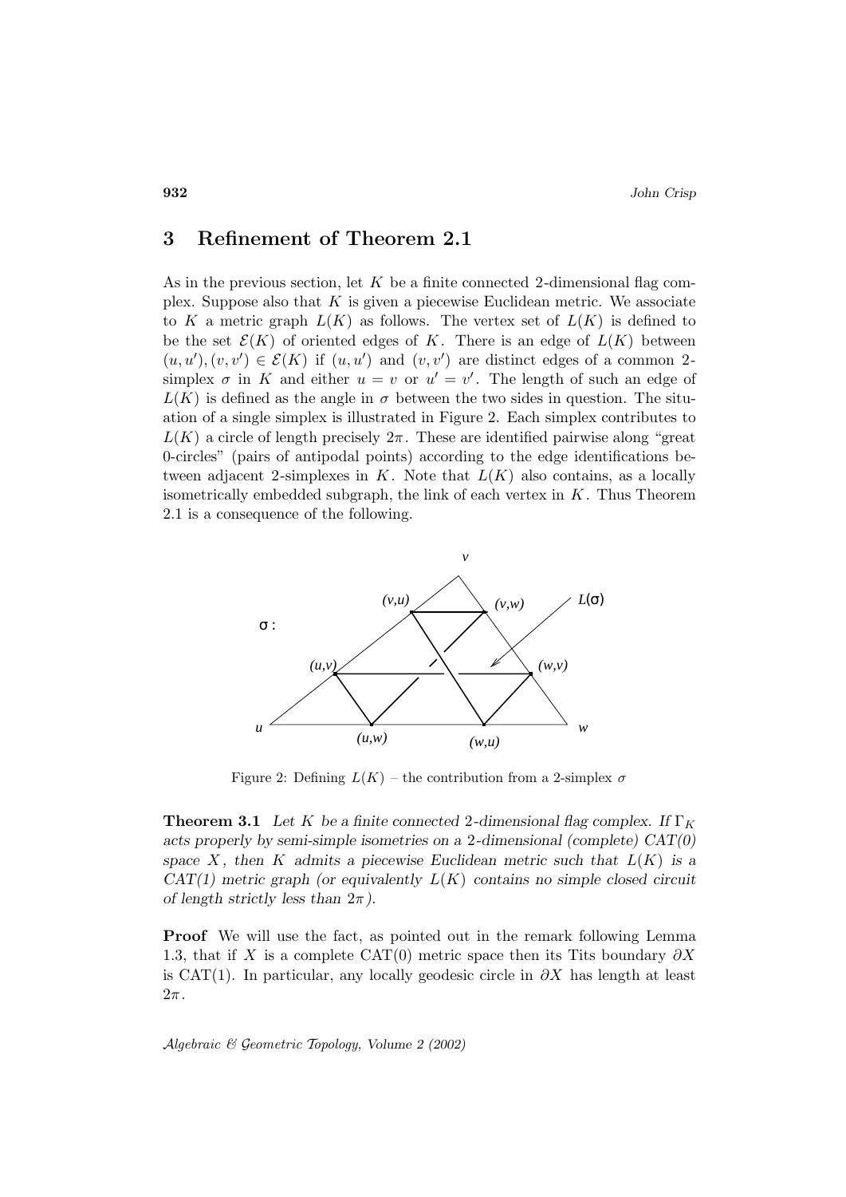## 3 Refinement of Theorem 2.1

As in the previous section, let $K$ be a finite connected 2-dimensional flag complex. Suppose also that $K$ is given a piecewise Euclidean metric. We associate to $K$ a metric graph $L(K)$ as follows. The vertex set of $L(K)$ is defined to be the set $\mathcal{E}(K)$ of oriented edges of $K$. There is an edge of $L(K)$ between $(u,u'), (v,v') \in \mathcal{E}(K)$ if $(u,u')$ and $(v,v')$ are distinct edges of a common 2-simplex $\sigma$ in $K$ and either $u = v$ or $u' = v'$. The length of such an edge of $L(K)$ is defined as the angle in $\sigma$ between the two sides in question. The situation of a single simplex is illustrated in Figure 2. Each simplex contributes to $L(K)$ a circle of length precisely $2\pi$. These are identified pairwise along "great 0-circles" (pairs of antipodal points) according to the edge identifications between adjacent 2-simplexes in $K$. Note that $L(K)$ also contains, as a locally isometrically embedded subgraph, the link of each vertex in $K$. Thus Theorem 2.1 is a consequence of the following.

Figure 2: Defining $L(K)$ – the contribution from a 2-simplex $\sigma$

**Theorem 3.1** *Let $K$ be a finite connected 2-dimensional flag complex. If $\Gamma_K$ acts properly by semi-simple isometries on a 2-dimensional (complete) CAT(0) space $X$, then $K$ admits a piecewise Euclidean metric such that $L(K)$ is a CAT(1) metric graph (or equivalently $L(K)$ contains no simple closed circuit of length strictly less than $2\pi$).*

**Proof** We will use the fact, as pointed out in the remark following Lemma 1.3, that if $X$ is a complete CAT(0) metric space then its Tits boundary $\partial X$ is CAT(1). In particular, any locally geodesic circle in $\partial X$ has length at least $2\pi$.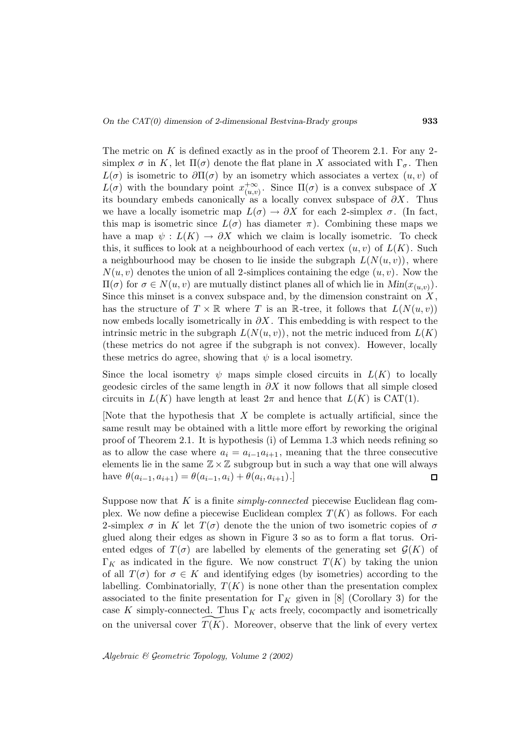The metric on $K$ is defined exactly as in the proof of Theorem 2.1. For any 2-simplex $\sigma$ in $K$, let $\Pi(\sigma)$ denote the flat plane in $X$ associated with $\Gamma_\sigma$. Then $L(\sigma)$ is isometric to $\partial\Pi(\sigma)$ by an isometry which associates a vertex $(u,v)$ of $L(\sigma)$ with the boundary point $x^{+\infty}_{(u,v)}$. Since $\Pi(\sigma)$ is a convex subspace of $X$ its boundary embeds canonically as a locally convex subspace of $\partial X$. Thus we have a locally isometric map $L(\sigma) \to \partial X$ for each 2-simplex $\sigma$. (In fact, this map is isometric since $L(\sigma)$ has diameter $\pi$). Combining these maps we have a map $\psi : L(K) \to \partial X$ which we claim is locally isometric. To check this, it suffices to look at a neighbourhood of each vertex $(u,v)$ of $L(K)$. Such a neighbourhood may be chosen to lie inside the subgraph $L(N(u,v))$, where $N(u,v)$ denotes the union of all 2-simplices containing the edge $(u,v)$. Now the $\Pi(\sigma)$ for $\sigma \in N(u,v)$ are mutually distinct planes all of which lie in $Min(x_{(u,v)})$. Since this minset is a convex subspace and, by the dimension constraint on $X$, has the structure of $T \times \mathbb{R}$ where $T$ is an $\mathbb{R}$-tree, it follows that $L(N(u,v))$ now embeds locally isometrically in $\partial X$. This embedding is with respect to the intrinsic metric in the subgraph $L(N(u,v))$, not the metric induced from $L(K)$ (these metrics do not agree if the subgraph is not convex). However, locally these metrics do agree, showing that $\psi$ is a local isometry.

Since the local isometry $\psi$ maps simple closed circuits in $L(K)$ to locally geodesic circles of the same length in $\partial X$ it now follows that all simple closed circuits in $L(K)$ have length at least $2\pi$ and hence that $L(K)$ is CAT(1).

[Note that the hypothesis that $X$ be complete is actually artificial, since the same result may be obtained with a little more effort by reworking the original proof of Theorem 2.1. It is hypothesis (i) of Lemma 1.3 which needs refining so as to allow the case where $a_i = a_{i-1}a_{i+1}$, meaning that the three consecutive elements lie in the same $\mathbb{Z} \times \mathbb{Z}$ subgroup but in such a way that one will always have $\theta(a_{i-1}, a_{i+1}) = \theta(a_{i-1}, a_i) + \theta(a_i, a_{i+1})$.] ◻

Suppose now that $K$ is a finite *simply-connected* piecewise Euclidean flag complex. We now define a piecewise Euclidean complex $T(K)$ as follows. For each 2-simplex $\sigma$ in $K$ let $T(\sigma)$ denote the the union of two isometric copies of $\sigma$ glued along their edges as shown in Figure 3 so as to form a flat torus. Oriented edges of $T(\sigma)$ are labelled by elements of the generating set $\mathcal{G}(K)$ of $\Gamma_K$ as indicated in the figure. We now construct $T(K)$ by taking the union of all $T(\sigma)$ for $\sigma \in K$ and identifying edges (by isometries) according to the labelling. Combinatorially, $T(K)$ is none other than the presentation complex associated to the finite presentation for $\Gamma_K$ given in [8] (Corollary 3) for the case $K$ simply-connected. Thus $\Gamma_K$ acts freely, cocompactly and isometrically on the universal cover $\widetilde{T(K)}$. Moreover, observe that the link of every vertex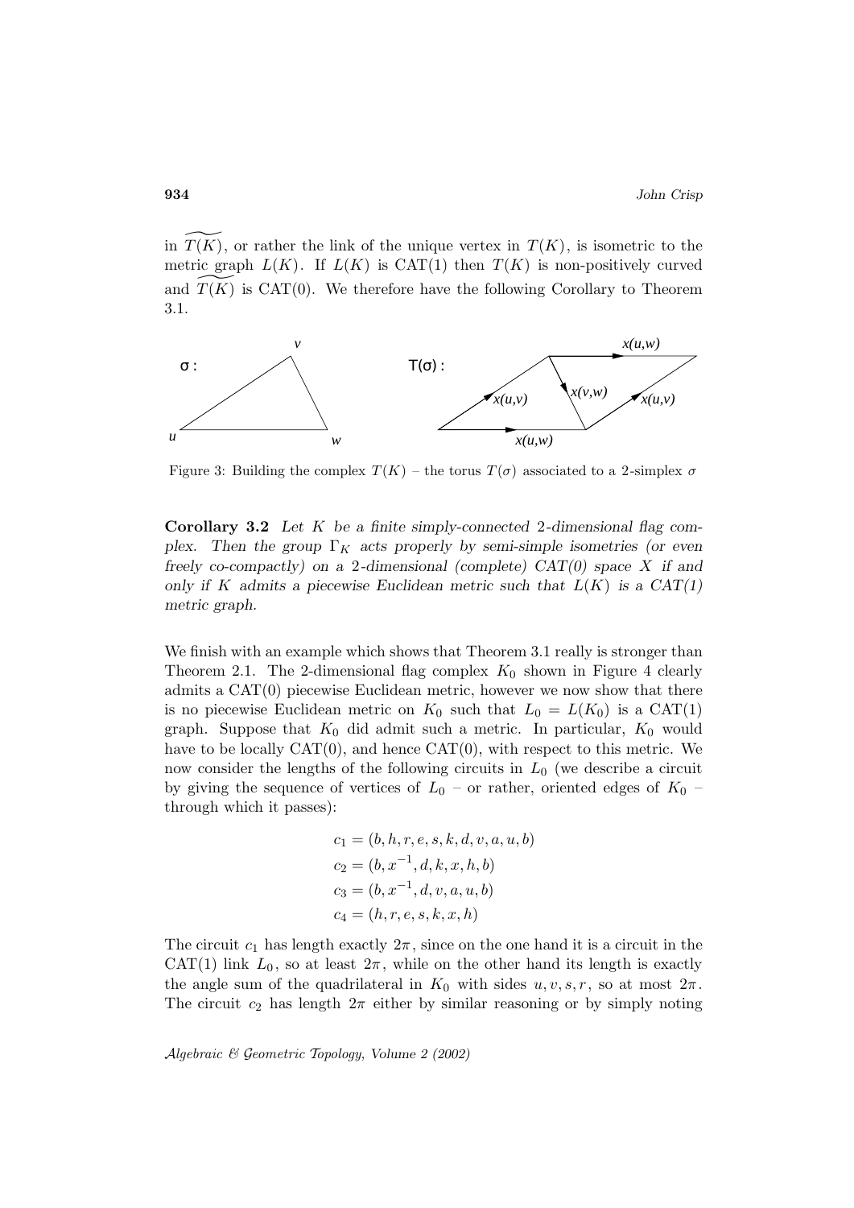in $\widetilde{T(K)}$, or rather the link of the unique vertex in $T(K)$, is isometric to the metric graph $L(K)$. If $L(K)$ is CAT(1) then $T(K)$ is non-positively curved and $\widetilde{T(K)}$ is CAT(0). We therefore have the following Corollary to Theorem 3.1.

Figure 3: Building the complex $T(K)$ – the torus $T(\sigma)$ associated to a 2-simplex $\sigma$

**Corollary 3.2** *Let $K$ be a finite simply-connected 2-dimensional flag complex. Then the group $\Gamma_K$ acts properly by semi-simple isometries (or even freely co-compactly) on a 2-dimensional (complete) CAT(0) space $X$ if and only if $K$ admits a piecewise Euclidean metric such that $L(K)$ is a CAT(1) metric graph.*

We finish with an example which shows that Theorem 3.1 really is stronger than Theorem 2.1. The 2-dimensional flag complex $K_0$ shown in Figure 4 clearly admits a CAT(0) piecewise Euclidean metric, however we now show that there is no piecewise Euclidean metric on $K_0$ such that $L_0 = L(K_0)$ is a CAT(1) graph. Suppose that $K_0$ did admit such a metric. In particular, $K_0$ would have to be locally CAT(0), and hence CAT(0), with respect to this metric. We now consider the lengths of the following circuits in $L_0$ (we describe a circuit by giving the sequence of vertices of $L_0$ – or rather, oriented edges of $K_0$ – through which it passes):

$$c_1 = (b, h, r, e, s, k, d, v, a, u, b)$$
$$c_2 = (b, x^{-1}, d, k, x, h, b)$$
$$c_3 = (b, x^{-1}, d, v, a, u, b)$$
$$c_4 = (h, r, e, s, k, x, h)$$

The circuit $c_1$ has length exactly $2\pi$, since on the one hand it is a circuit in the CAT(1) link $L_0$, so at least $2\pi$, while on the other hand its length is exactly the angle sum of the quadrilateral in $K_0$ with sides $u, v, s, r$, so at most $2\pi$. The circuit $c_2$ has length $2\pi$ either by similar reasoning or by simply noting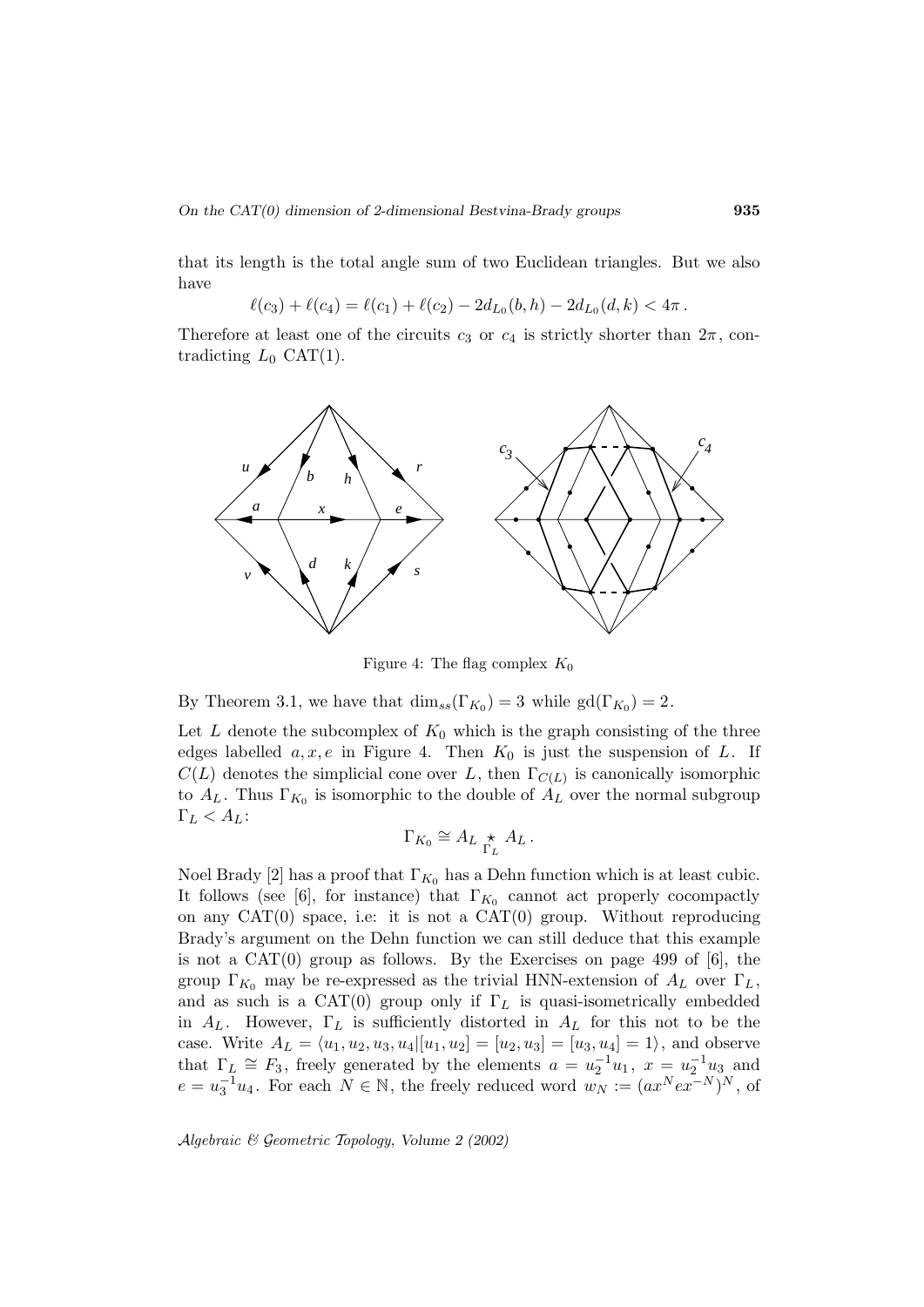that its length is the total angle sum of two Euclidean triangles. But we also have

$$\ell(c_3) + \ell(c_4) = \ell(c_1) + \ell(c_2) - 2d_{L_0}(b,h) - 2d_{L_0}(d,k) < 4\pi\,.$$

Therefore at least one of the circuits $c_3$ or $c_4$ is strictly shorter than $2\pi$, contradicting $L_0$ CAT(1).

Figure 4: The flag complex $K_0$

By Theorem 3.1, we have that $\dim_{ss}(\Gamma_{K_0}) = 3$ while $\mathrm{gd}(\Gamma_{K_0}) = 2$.

Let $L$ denote the subcomplex of $K_0$ which is the graph consisting of the three edges labelled $a, x, e$ in Figure 4. Then $K_0$ is just the suspension of $L$. If $C(L)$ denotes the simplicial cone over $L$, then $\Gamma_{C(L)}$ is canonically isomorphic to $A_L$. Thus $\Gamma_{K_0}$ is isomorphic to the double of $A_L$ over the normal subgroup $\Gamma_L < A_L$:

$$\Gamma_{K_0} \cong A_L \underset{\Gamma_L}{\star} A_L\,.$$

Noel Brady [2] has a proof that $\Gamma_{K_0}$ has a Dehn function which is at least cubic. It follows (see [6], for instance) that $\Gamma_{K_0}$ cannot act properly cocompactly on any CAT(0) space, i.e: it is not a CAT(0) group. Without reproducing Brady's argument on the Dehn function we can still deduce that this example is not a CAT(0) group as follows. By the Exercises on page 499 of [6], the group $\Gamma_{K_0}$ may be re-expressed as the trivial HNN-extension of $A_L$ over $\Gamma_L$, and as such is a CAT(0) group only if $\Gamma_L$ is quasi-isometrically embedded in $A_L$. However, $\Gamma_L$ is sufficiently distorted in $A_L$ for this not to be the case. Write $A_L = \langle u_1, u_2, u_3, u_4 | [u_1, u_2] = [u_2, u_3] = [u_3, u_4] = 1\rangle$, and observe that $\Gamma_L \cong F_3$, freely generated by the elements $a = u_2^{-1}u_1$, $x = u_2^{-1}u_3$ and $e = u_3^{-1}u_4$. For each $N \in \mathbb{N}$, the freely reduced word $w_N := (ax^N ex^{-N})^N$, of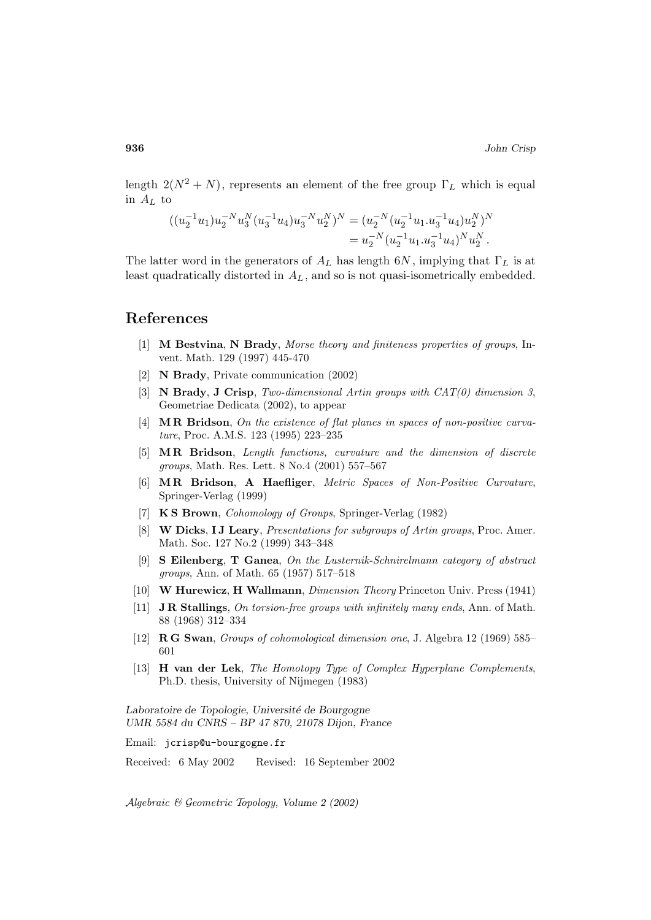length $2(N^2 + N)$, represents an element of the free group $\Gamma_L$ which is equal in $A_L$ to

$$\begin{aligned}((u_2^{-1}u_1)u_2^{-N}u_3^N(u_3^{-1}u_4)u_3^{-N}u_2^N)^N &= (u_2^{-N}(u_2^{-1}u_1.u_3^{-1}u_4)u_2^N)^N \\ &= u_2^{-N}(u_2^{-1}u_1.u_3^{-1}u_4)^N u_2^N\,.\end{aligned}$$

The latter word in the generators of $A_L$ has length $6N$, implying that $\Gamma_L$ is at least quadratically distorted in $A_L$, and so is not quasi-isometrically embedded.

## References

[1] **M Bestvina**, **N Brady**, *Morse theory and finiteness properties of groups*, Invent. Math. 129 (1997) 445-470

[2] **N Brady**, Private communication (2002)

[3] **N Brady**, **J Crisp**, *Two-dimensional Artin groups with CAT(0) dimension 3*, Geometriae Dedicata (2002), to appear

[4] **M R Bridson**, *On the existence of flat planes in spaces of non-positive curvature*, Proc. A.M.S. 123 (1995) 223–235

[5] **M R Bridson**, *Length functions, curvature and the dimension of discrete groups*, Math. Res. Lett. 8 No.4 (2001) 557–567

[6] **M R Bridson**, **A Haefliger**, *Metric Spaces of Non-Positive Curvature*, Springer-Verlag (1999)

[7] **K S Brown**, *Cohomology of Groups*, Springer-Verlag (1982)

[8] **W Dicks**, **I J Leary**, *Presentations for subgroups of Artin groups*, Proc. Amer. Math. Soc. 127 No.2 (1999) 343–348

[9] **S Eilenberg**, **T Ganea**, *On the Lusternik-Schnirelmann category of abstract groups*, Ann. of Math. 65 (1957) 517–518

[10] **W Hurewicz**, **H Wallmann**, *Dimension Theory* Princeton Univ. Press (1941)

[11] **J R Stallings**, *On torsion-free groups with infinitely many ends*, Ann. of Math. 88 (1968) 312–334

[12] **R G Swan**, *Groups of cohomological dimension one*, J. Algebra 12 (1969) 585–601

[13] **H van der Lek**, *The Homotopy Type of Complex Hyperplane Complements*, Ph.D. thesis, University of Nijmegen (1983)

*Laboratoire de Topologie, Université de Bourgogne*
*UMR 5584 du CNRS – BP 47 870, 21078 Dijon, France*

Email: jcrisp@u-bourgogne.fr

Received: 6 May 2002 Revised: 16 September 2002